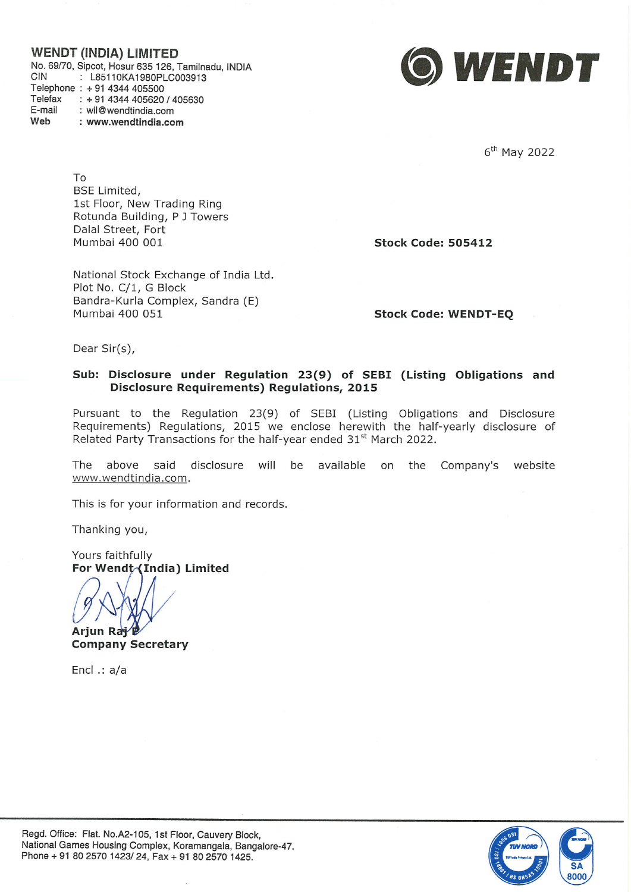**WENDT (INDIA) LIMITED**
No. 69/70, Sipcot, Hosur 635 126, Tamilnadu, INDIA
CIN : L85110KA1980PLC003913
Telephone : + 91 4344 405500
Telefax : + 91 4344 405620 / 405630
E-mail : wil@wendtindia.com
Web : www.wendtindia.com

WENDT

6th May 2022

To
BSE Limited,
1st Floor, New Trading Ring
Rotunda Building, P J Towers
Dalal Street, Fort
Mumbai 400 001

**Stock Code: 505412**

National Stock Exchange of India Ltd.
Plot No. C/1, G Block
Bandra-Kurla Complex, Sandra (E)
Mumbai 400 051

**Stock Code: WENDT-EQ**

Dear Sir(s),

**Sub: Disclosure under Regulation 23(9) of SEBI (Listing Obligations and Disclosure Requirements) Regulations, 2015**

Pursuant to the Regulation 23(9) of SEBI (Listing Obligations and Disclosure Requirements) Regulations, 2015 we enclose herewith the half-yearly disclosure of Related Party Transactions for the half-year ended 31st March 2022.

The above said disclosure will be available on the Company's website www.wendtindia.com.

This is for your information and records.

Thanking you,

Yours faithfully
**For Wendt (India) Limited**

**Arjun Raj P**
**Company Secretary**

Encl .: a/a

Regd. Office: Flat. No.A2-105, 1st Floor, Cauvery Block,
National Games Housing Complex, Koramangala, Bangalore-47.
Phone + 91 80 2570 1423/ 24, Fax + 91 80 2570 1425.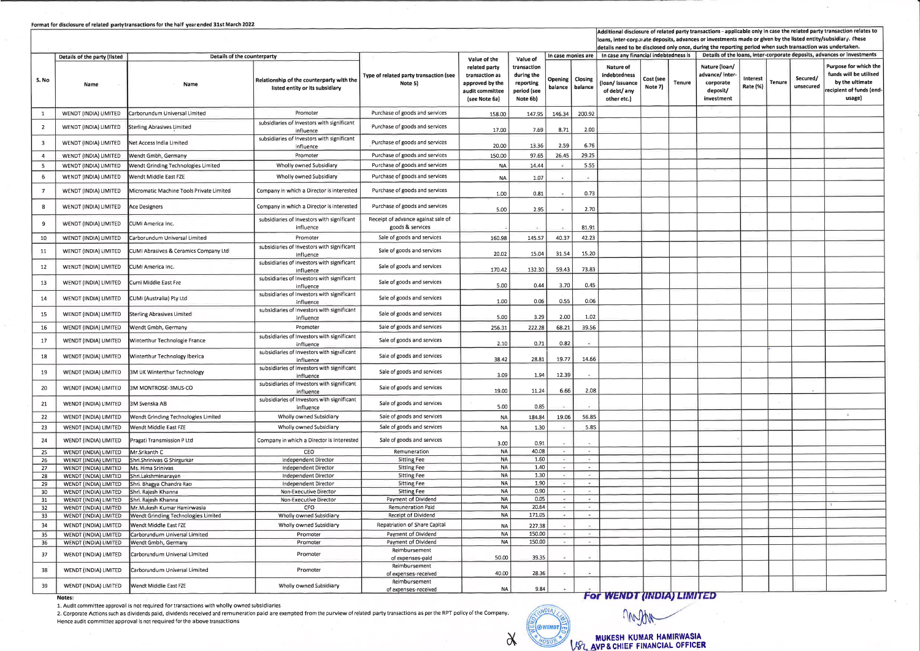Format for disclosure of related party transactions for the half year ended 31st March 2022

| S. No | Details of the party (listed | Details of the counterparty | | Type of related party transaction (see Note 5) | Value of the related party transaction as approved by the audit committee (see Note 6a) | Value of transaction during the reporting period (see Note 6b) | In case monies are | | Additional disclosure of related party transactions - applicable only in case the related party transaction relates to loans, inter-corporate deposits, advances or investments made or given by the listed entity/subsidiary. These details need to be disclosed only once, during the reporting period when such transaction was undertaken. In case any financial indebtedness is | | | Details of the loans, inter-corporate deposits, advances or investments | | | | |
|---|---|---|---|---|---|---|---|---|---|---|---|---|---|---|---|---|
| | Name | Name | Relationship of the counterparty with the listed entity or its subsidiary | | | | Opening balance | Closing balance | Nature of indebtedness (loan/ issuance of debt/ any other etc.) | Cost (see Note 7) | Tenure | Nature (loan/ advance/ inter-corporate deposit/ investment | Interest Rate (%) | Tenure | Secured/ unsecured | Purpose for which the funds will be utilised by the ultimate recipient of funds (end-usage) |
| 1 | WENDT (INDIA) LIMITED | Carborundum Universal Limited | Promoter | Purchase of goods and services | 158.00 | 147.95 | 146.34 | 200.92 | | | | | | | | |
| 2 | WENDT (INDIA) LIMITED | Sterling Abrasives Limited | subsidiaries of Investors with significant influence | Purchase of goods and services | 17.00 | 7.69 | 8.71 | 2.00 | | | | | | | | |
| 3 | WENDT (INDIA) LIMITED | Net Access India Limited | subsidiaries of Investors with significant influence | Purchase of goods and services | 20.00 | 13.36 | 2.59 | 6.76 | | | | | | | | |
| 4 | WENDT (INDIA) LIMITED | Wendt Gmbh, Germany | Promoter | Purchase of goods and services | 150.00 | 97.65 | 26.45 | 29.25 | | | | | | | | |
| 5 | WENDT (INDIA) LIMITED | Wendt Grinding Technologies Limited | Wholly owned Subsidiary | Purchase of goods and services | NA | 14.44 | - | 5.55 | | | | | | | | |
| 6 | WENDT (INDIA) LIMITED | Wendt Middle East FZE | Wholly owned Subsidiary | Purchase of goods and services | NA | 1.07 | - | - | | | | | | | | |
| 7 | WENDT (INDIA) LIMITED | Micromatic Machine Tools Private Limited | Company in which a Director is interested | Purchase of goods and services | 1.00 | 0.81 | - | 0.73 | | | | | | | | |
| 8 | WENDT (INDIA) LIMITED | Ace Designers | Company in which a Director is interested | Purchase of goods and services | 5.00 | 2.95 | - | 2.70 | | | | | | | | |
| 9 | WENDT (INDIA) LIMITED | CUMI America Inc. | subsidiaries of Investors with significant influence | Receipt of advance against sale of goods & services | - | - | - | 81.91 | | | | | | | | |
| 10 | WENDT (INDIA) LIMITED | Carborundum Universal Limited | Promoter | Sale of goods and services | 160.98 | 145.57 | 40.37 | 42.23 | | | | | | | | |
| 11 | WENDT (INDIA) LIMITED | CUMI Abrasives & Ceramics Company Ltd | subsidiaries of Investors with significant influence | Sale of goods and services | 20.02 | 15.04 | 31.54 | 15.20 | | | | | | | | |
| 12 | WENDT (INDIA) LIMITED | CUMI America Inc. | subsidiaries of Investors with significant influence | Sale of goods and services | 170.42 | 132.30 | 59.43 | 73.83 | | | | | | | | |
| 13 | WENDT (INDIA) LIMITED | Cumi Middle East Fze | subsidiaries of Investors with significant influence | Sale of goods and services | 5.00 | 0.44 | 3.70 | 0.45 | | | | | | | | |
| 14 | WENDT (INDIA) LIMITED | CUMI (Australia) Pty Ltd | subsidiaries of Investors with significant influence | Sale of goods and services | 1.00 | 0.06 | 0.55 | 0.06 | | | | | | | | |
| 15 | WENDT (INDIA) LIMITED | Sterling Abrasives Limited | subsidiaries of Investors with significant influence | Sale of goods and services | 5.00 | 3.29 | 2.00 | 1.02 | | | | | | | | |
| 16 | WENDT (INDIA) LIMITED | Wendt Gmbh, Germany | Promoter | Sale of goods and services | 256.31 | 222.28 | 68.21 | 39.56 | | | | | | | | |
| 17 | WENDT (INDIA) LIMITED | Winterthur Technologie France | subsidiaries of Investors with significant influence | Sale of goods and services | 2.10 | 0.71 | 0.82 | - | | | | | | | | |
| 18 | WENDT (INDIA) LIMITED | Winterthur Technology Iberica | subsidiaries of Investors with significant influence | Sale of goods and services | 38.42 | 28.81 | 19.77 | 14.66 | | | | | | | | |
| 19 | WENDT (INDIA) LIMITED | 3M UK Winterthur Technology | subsidiaries of Investors with significant influence | Sale of goods and services | 3.09 | 1.94 | 12.39 | - | | | | | | | | |
| 20 | WENDT (INDIA) LIMITED | 3M MONTROSE-3MUS-CO | subsidiaries of Investors with significant influence | Sale of goods and services | 19.00 | 11.24 | 6.66 | 2.08 | | | | | | | | |
| 21 | WENDT (INDIA) LIMITED | 3M Svenska AB | subsidiaries of Investors with significant influence | Sale of goods and services | 5.00 | 0.85 | - | - | | | | | | | | |
| 22 | WENDT (INDIA) LIMITED | Wendt Grinding Technologies Limited | Wholly owned Subsidiary | Sale of goods and services | NA | 184.84 | 19.06 | 56.85 | | | | | | | | |
| 23 | WENDT (INDIA) LIMITED | Wendt Middle East FZE | Wholly owned Subsidiary | Sale of goods and services | NA | 1.30 | - | 5.85 | | | | | | | | |
| 24 | WENDT (INDIA) LIMITED | Pragati Transmission P Ltd | Company in which a Director is interested | Sale of goods and services | 3.00 | 0.91 | - | - | | | | | | | | |
| 25 | WENDT (INDIA) LIMITED | Mr.Srikanth C | CEO | Remuneration | NA | 40.08 | - | - | | | | | | | | |
| 26 | WENDT (INDIA) LIMITED | Shri.Shrinivas G Shirgurkar | Independent Director | Sitting Fee | NA | 1.60 | - | - | | | | | | | | |
| 27 | WENDT (INDIA) LIMITED | Ms. Hima Srinivas | Independent Director | Sitting Fee | NA | 1.40 | - | - | | | | | | | | |
| 28 | WENDT (INDIA) LIMITED | Shri.Lakshminarayan | Independent Director | Sitting Fee | NA | 1.30 | - | - | | | | | | | | |
| 29 | WENDT (INDIA) LIMITED | Shri. Bhagya Chandra Rao | Independent Director | Sitting Fee | NA | 1.90 | - | - | | | | | | | | |
| 30 | WENDT (INDIA) LIMITED | Shri. Rajesh Khanna | Non-Executive Director | Sitting Fee | NA | 0.90 | - | - | | | | | | | | |
| 31 | WENDT (INDIA) LIMITED | Shri. Rajesh Khanna | Non-Executive Director | Payment of Dividend | NA | 0.05 | - | - | | | | | | | | |
| 32 | WENDT (INDIA) LIMITED | Mr.Mukesh Kumar Hamirwasia | CFO | Remuneration Paid | NA | 20.64 | - | - | | | | | | | | |
| 33 | WENDT (INDIA) LIMITED | Wendt Grinding Technologies Limited | Wholly owned Subsidiary | Receipt of Dividend | NA | 171.05 | - | - | | | | | | | | |
| 34 | WENDT (INDIA) LIMITED | Wendt Middle East FZE | Wholly owned Subsidiary | Repatriation of Share Capital | NA | 227.38 | - | - | | | | | | | | |
| 35 | WENDT (INDIA) LIMITED | Carborundum Universal Limited | Promoter | Payment of Dividend | NA | 150.00 | - | - | | | | | | | | |
| 36 | WENDT (INDIA) LIMITED | Wendt Gmbh, Germany | Promoter | Payment of Dividend | NA | 150.00 | - | - | | | | | | | | |
| 37 | WENDT (INDIA) LIMITED | Carborundum Universal Limited | Promoter | Reimbursement of expenses-paid | 50.00 | 39.35 | - | - | | | | | | | | |
| 38 | WENDT (INDIA) LIMITED | Carborundum Universal Limited | Promoter | Reimbursement of expenses-received | 40.00 | 28.36 | - | - | | | | | | | | |
| 39 | WENDT (INDIA) LIMITED | Wendt Middle East FZE | Wholly owned Subsidiary | Reimbursement of expenses-received | NA | 9.84 | - | - | | | | | | | | |

**Notes:**

1. Audit committee approval is not required for transactions with wholly owned subsidiaries
2. Corporate Actions such as dividends paid, dividends received and remuneration paid are exempted from the purview of related party transactions as per the RPT policy of the Company. Hence audit committee approval is not required for the above transactions

**For WENDT (INDIA) LIMITED**

**MUKESH KUMAR HAMIRWASIA**
**AVP & CHIEF FINANCIAL OFFICER**